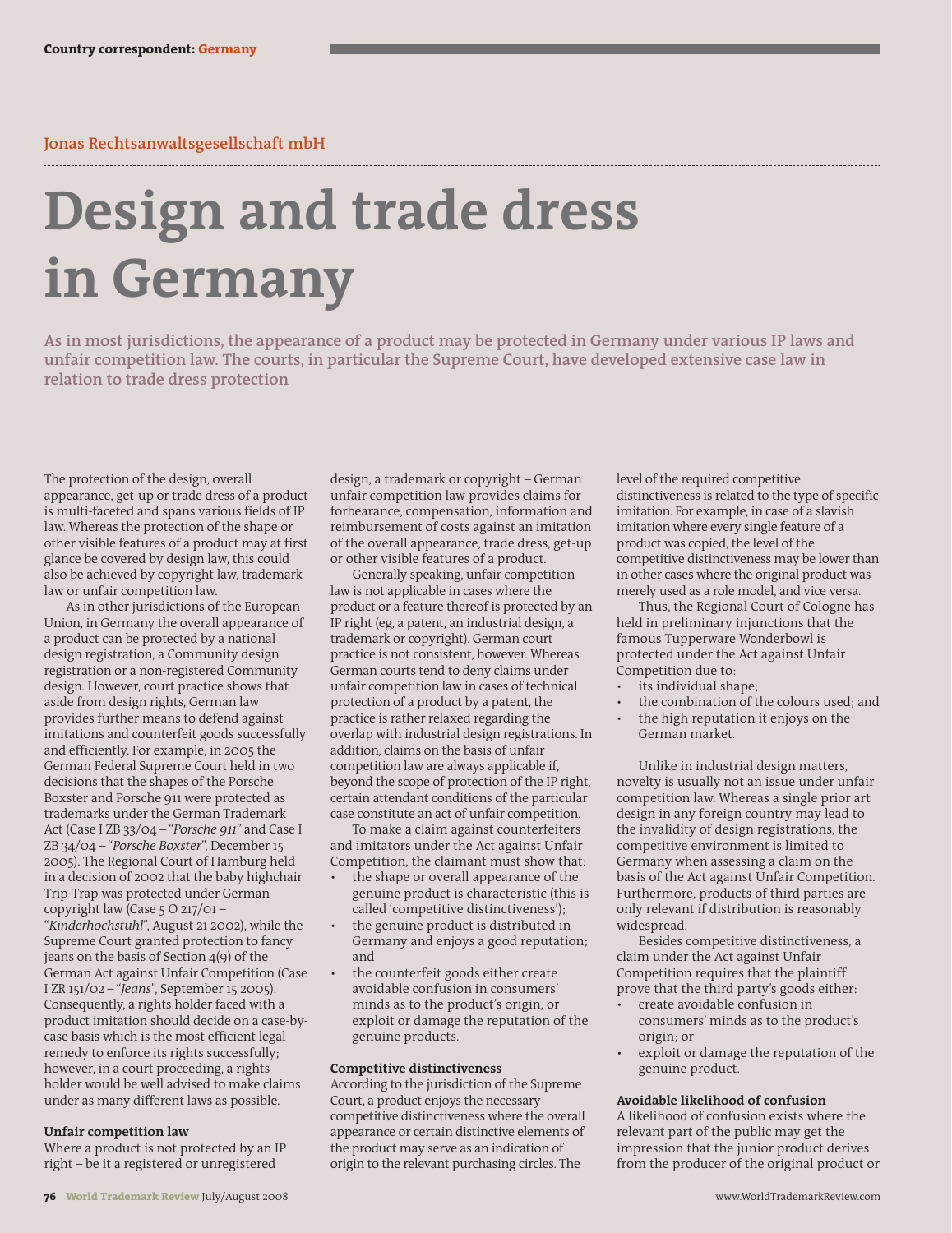Jonas Rechtsanwaltsgesellschaft mbH

# Design and trade dress in Germany

**As in most jurisdictions, the appearance of a product may be protected in Germany under various IP laws and unfair competition law. The courts, in particular the Supreme Court, have developed extensive case law in relation to trade dress protection**

The protection of the design, overall appearance, get-up or trade dress of a product is multi-faceted and spans various fields of IP law. Whereas the protection of the shape or other visible features of a product may at first glance be covered by design law, this could also be achieved by copyright law, trademark law or unfair competition law.

As in other jurisdictions of the European Union, in Germany the overall appearance of a product can be protected by a national design registration, a Community design registration or a non-registered Community design. However, court practice shows that aside from design rights, German law provides further means to defend against imitations and counterfeit goods successfully and efficiently. For example, in 2005 the German Federal Supreme Court held in two decisions that the shapes of the Porsche Boxster and Porsche 911 were protected as trademarks under the German Trademark Act (Case I ZB 33/04 – "*Porsche 911*" and Case I ZB 34/04 – "*Porsche Boxster*", December 15 2005). The Regional Court of Hamburg held in a decision of 2002 that the baby highchair Trip-Trap was protected under German copyright law (Case 5 O 217/01 – "*Kinderhochstuhl*", August 21 2002), while the Supreme Court granted protection to fancy jeans on the basis of Section 4(9) of the German Act against Unfair Competition (Case I ZR 151/02 – "*Jeans*", September 15 2005). Consequently, a rights holder faced with a product imitation should decide on a case-by-case basis which is the most efficient legal remedy to enforce its rights successfully; however, in a court proceeding, a rights holder would be well advised to make claims under as many different laws as possible.

### Unfair competition law

Where a product is not protected by an IP right – be it a registered or unregistered design, a trademark or copyright – German unfair competition law provides claims for forbearance, compensation, information and reimbursement of costs against an imitation of the overall appearance, trade dress, get-up or other visible features of a product.

Generally speaking, unfair competition law is not applicable in cases where the product or a feature thereof is protected by an IP right (eg, a patent, an industrial design, a trademark or copyright). German court practice is not consistent, however. Whereas German courts tend to deny claims under unfair competition law in cases of technical protection of a product by a patent, the practice is rather relaxed regarding the overlap with industrial design registrations. In addition, claims on the basis of unfair competition law are always applicable if, beyond the scope of protection of the IP right, certain attendant conditions of the particular case constitute an act of unfair competition.

To make a claim against counterfeiters and imitators under the Act against Unfair Competition, the claimant must show that:

- the shape or overall appearance of the genuine product is characteristic (this is called 'competitive distinctiveness');
- the genuine product is distributed in Germany and enjoys a good reputation; and
- the counterfeit goods either create avoidable confusion in consumers' minds as to the product's origin, or exploit or damage the reputation of the genuine products.

### Competitive distinctiveness

According to the jurisdiction of the Supreme Court, a product enjoys the necessary competitive distinctiveness where the overall appearance or certain distinctive elements of the product may serve as an indication of origin to the relevant purchasing circles. The level of the required competitive distinctiveness is related to the type of specific imitation. For example, in case of a slavish imitation where every single feature of a product was copied, the level of the competitive distinctiveness may be lower than in other cases where the original product was merely used as a role model, and vice versa.

Thus, the Regional Court of Cologne has held in preliminary injunctions that the famous Tupperware Wonderbowl is protected under the Act against Unfair Competition due to:

- its individual shape;
- the combination of the colours used; and
- the high reputation it enjoys on the German market.

Unlike in industrial design matters, novelty is usually not an issue under unfair competition law. Whereas a single prior art design in any foreign country may lead to the invalidity of design registrations, the competitive environment is limited to Germany when assessing a claim on the basis of the Act against Unfair Competition. Furthermore, products of third parties are only relevant if distribution is reasonably widespread.

Besides competitive distinctiveness, a claim under the Act against Unfair Competition requires that the plaintiff prove that the third party's goods either:

- create avoidable confusion in consumers' minds as to the product's origin; or
- exploit or damage the reputation of the genuine product.

### Avoidable likelihood of confusion

A likelihood of confusion exists where the relevant part of the public may get the impression that the junior product derives from the producer of the original product or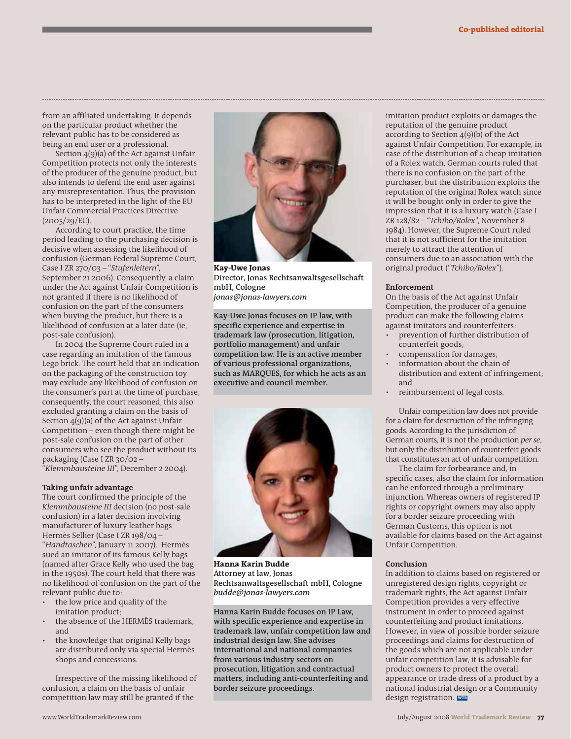from an affiliated undertaking. It depends on the particular product whether the relevant public has to be considered as being an end user or a professional.

Section 4(9)(a) of the Act against Unfair Competition protects not only the interests of the producer of the genuine product, but also intends to defend the end user against any misrepresentation. Thus, the provision has to be interpreted in the light of the EU Unfair Commercial Practices Directive (2005/29/EC).

According to court practice, the time period leading to the purchasing decision is decisive when assessing the likelihood of confusion (German Federal Supreme Court, Case I ZR 270/03 – "*Stufenleitern*", September 21 2006). Consequently, a claim under the Act against Unfair Competition is not granted if there is no likelihood of confusion on the part of the consumers when buying the product, but there is a likelihood of confusion at a later date (ie, post-sale confusion).

In 2004 the Supreme Court ruled in a case regarding an imitation of the famous Lego brick. The court held that an indication on the packaging of the construction toy may exclude any likelihood of confusion on the consumer's part at the time of purchase; consequently, the court reasoned, this also excluded granting a claim on the basis of Section 4(9)(a) of the Act against Unfair Competition – even though there might be post-sale confusion on the part of other consumers who see the product without its packaging (Case I ZR 30/02 – "*Klemmbausteine III*", December 2 2004).

**Taking unfair advantage**

The court confirmed the principle of the *Klemmbausteine III* decision (no post-sale confusion) in a later decision involving manufacturer of luxury leather bags Hermès Sellier (Case I ZR 198/04 – "*Handtaschen*", January 11 2007). Hermès sued an imitator of its famous Kelly bags (named after Grace Kelly who used the bag in the 1950s). The court held that there was no likelihood of confusion on the part of the relevant public due to:

- the low price and quality of the imitation product;
- the absence of the HERMÈS trademark; and
- the knowledge that original Kelly bags are distributed only via special Hermès shops and concessions.

Irrespective of the missing likelihood of confusion, a claim on the basis of unfair competition law may still be granted if the imitation product exploits or damages the reputation of the genuine product according to Section 4(9)(b) of the Act against Unfair Competition. For example, in case of the distribution of a cheap imitation of a Rolex watch, German courts ruled that there is no confusion on the part of the purchaser, but the distribution exploits the reputation of the original Rolex watch since it will be bought only in order to give the impression that it is a luxury watch (Case I ZR 128/82 – "*Tchibo/Rolex*", November 8 1984). However, the Supreme Court ruled that it is not sufficient for the imitation merely to attract the attention of consumers due to an association with the original product ("*Tchibo/Rolex*").

**Enforcement**

On the basis of the Act against Unfair Competition, the producer of a genuine product can make the following claims against imitators and counterfeiters:

- prevention of further distribution of counterfeit goods;
- compensation for damages;
- information about the chain of distribution and extent of infringement; and
- reimbursement of legal costs.

Unfair competition law does not provide for a claim for destruction of the infringing goods. According to the jurisdiction of German courts, it is not the production *per se*, but only the distribution of counterfeit goods that constitutes an act of unfair competition.

The claim for forbearance and, in specific cases, also the claim for information can be enforced through a preliminary injunction. Whereas owners of registered IP rights or copyright owners may also apply for a border seizure proceeding with German Customs, this option is not available for claims based on the Act against Unfair Competition.

**Conclusion**

In addition to claims based on registered or unregistered design rights, copyright or trademark rights, the Act against Unfair Competition provides a very effective instrument in order to proceed against counterfeiting and product imitations. However, in view of possible border seizure proceedings and claims for destruction of the goods which are not applicable under unfair competition law, it is advisable for product owners to protect the overall appearance or trade dress of a product by a national industrial design or a Community design registration.

**Kay-Uwe Jonas**
Director, Jonas Rechtsanwaltsgesellschaft mbH, Cologne
*jonas@jonas-lawyers.com*

**Kay-Uwe Jonas focuses on IP law, with specific experience and expertise in trademark law (prosecution, litigation, portfolio management) and unfair competition law. He is an active member of various professional organizations, such as MARQUES, for which he acts as an executive and council member.**

**Hanna Karin Budde**
Attorney at law, Jonas Rechtsanwaltsgesellschaft mbH, Cologne
*budde@jonas-lawyers.com*

**Hanna Karin Budde focuses on IP Law, with specific experience and expertise in trademark law, unfair competition law and industrial design law. She advises international and national companies from various industry sectors on prosecution, litigation and contractual matters, including anti-counterfeiting and border seizure proceedings.**